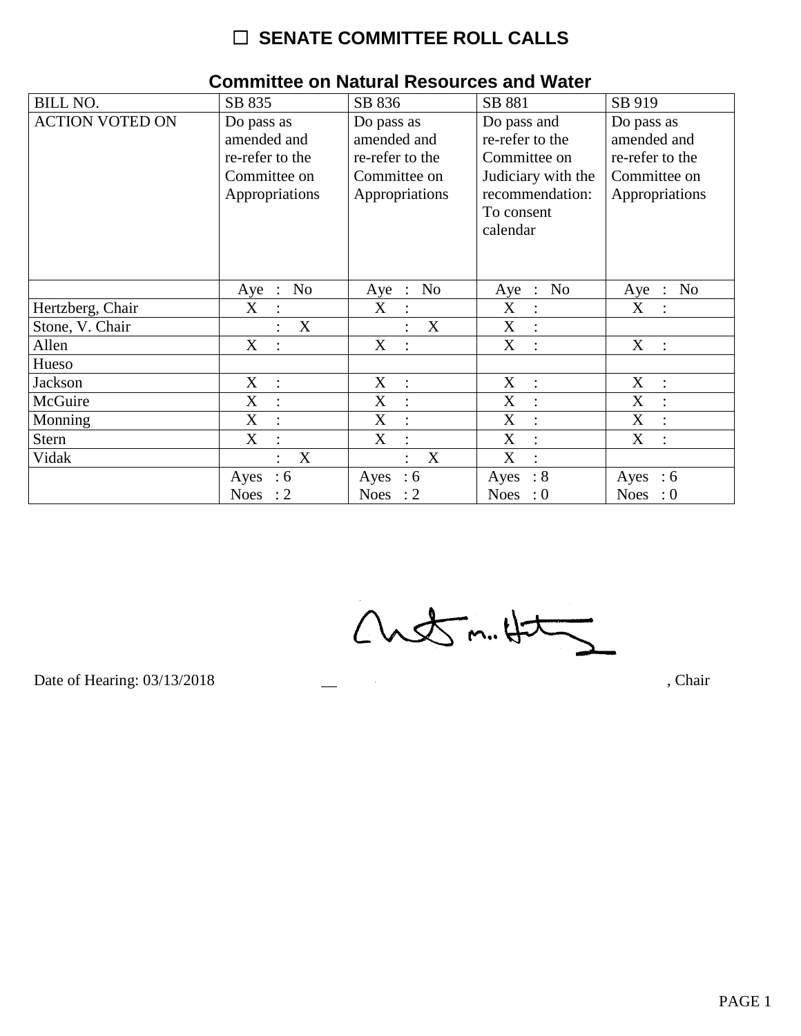# ☐ SENATE COMMITTEE ROLL CALLS

## Committee on Natural Resources and Water

| BILL NO. | SB 835 | SB 836 | SB 881 | SB 919 |
|---|---|---|---|---|
| ACTION VOTED ON | Do pass as amended and re-refer to the Committee on Appropriations | Do pass as amended and re-refer to the Committee on Appropriations | Do pass and re-refer to the Committee on Judiciary with the recommendation: To consent calendar | Do pass as amended and re-refer to the Committee on Appropriations |
| | Aye : No | Aye : No | Aye : No | Aye : No |
| Hertzberg, Chair | X : | X : | X : | X : |
| Stone, V. Chair | : X | : X | X : | |
| Allen | X : | X : | X : | X : |
| Hueso | | | | |
| Jackson | X : | X : | X : | X : |
| McGuire | X : | X : | X : | X : |
| Monning | X : | X : | X : | X : |
| Stern | X : | X : | X : | X : |
| Vidak | : X | : X | X : | |
| | Ayes : 6<br>Noes : 2 | Ayes : 6<br>Noes : 2 | Ayes : 8<br>Noes : 0 | Ayes : 6<br>Noes : 0 |

Date of Hearing: 03/13/2018 __________________________, Chair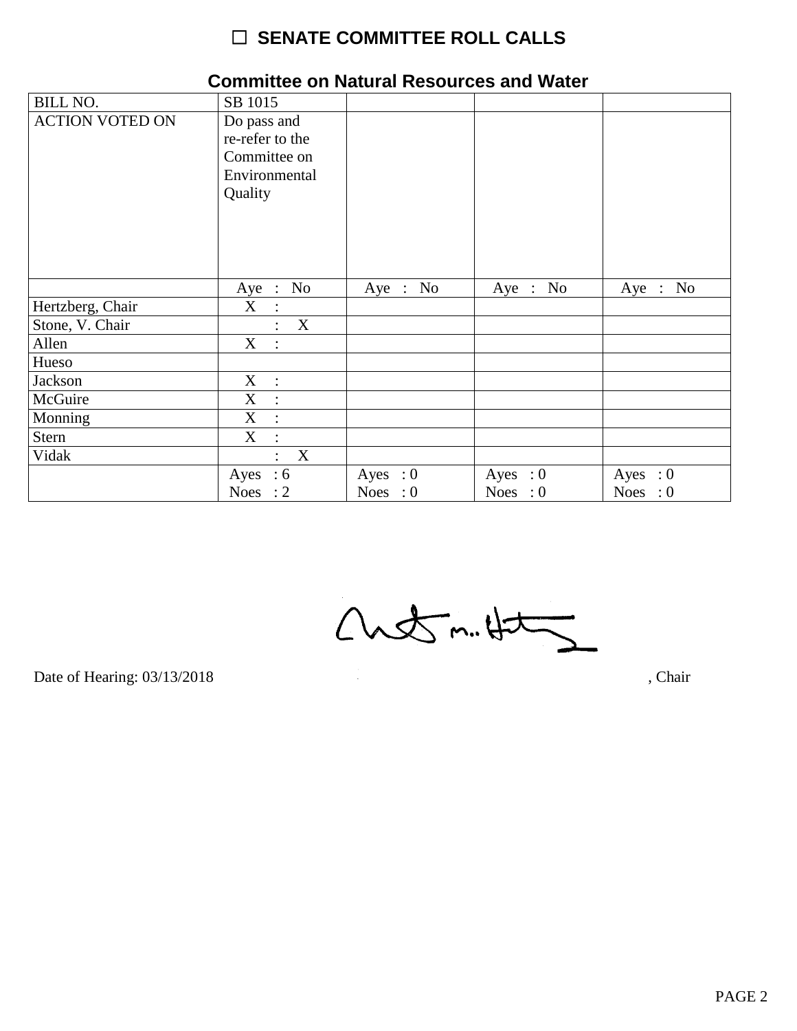# ☐ SENATE COMMITTEE ROLL CALLS

## Committee on Natural Resources and Water

| BILL NO. | SB 1015 | | | |
|---|---|---|---|---|
| ACTION VOTED ON | Do pass and re-refer to the Committee on Environmental Quality | | | |
| | Aye : No | Aye : No | Aye : No | Aye : No |
| Hertzberg, Chair | X : | | | |
| Stone, V. Chair | : X | | | |
| Allen | X : | | | |
| Hueso | | | | |
| Jackson | X : | | | |
| McGuire | X : | | | |
| Monning | X : | | | |
| Stern | X : | | | |
| Vidak | : X | | | |
| | Ayes : 6<br>Noes : 2 | Ayes : 0<br>Noes : 0 | Ayes : 0<br>Noes : 0 | Ayes : 0<br>Noes : 0 |

Date of Hearing: 03/13/2018

, Chair